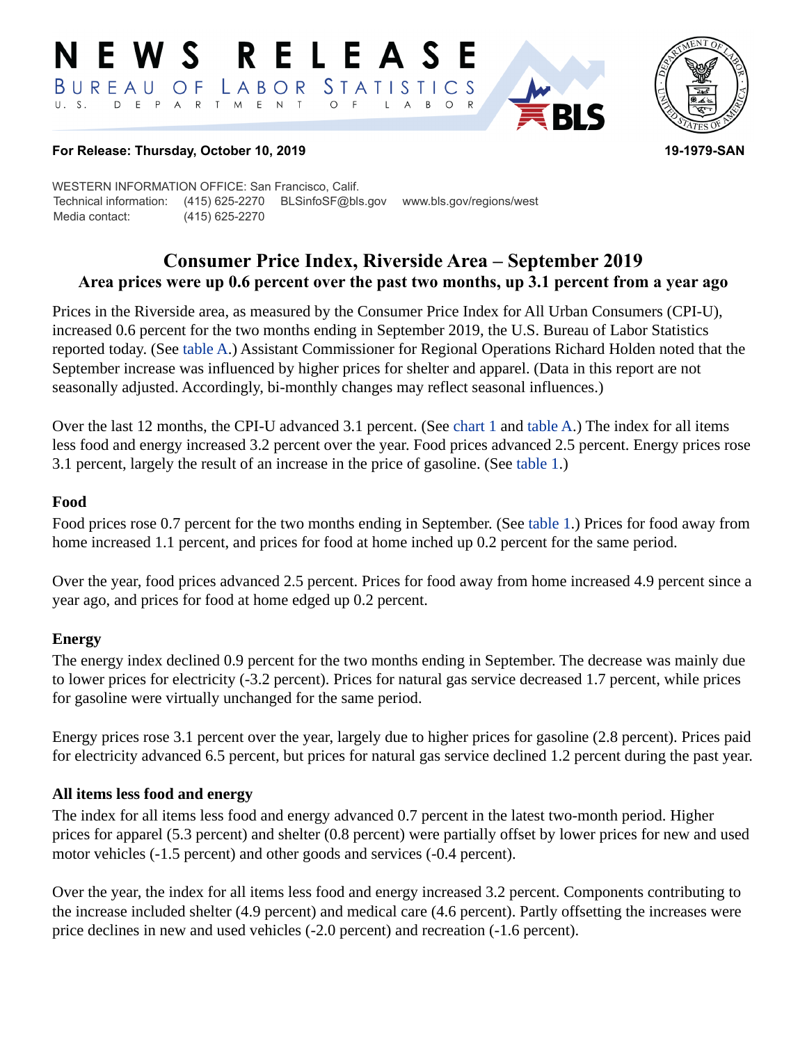# NEWS RELEASE

BUREAU OF LABOR STATISTICS
U. S. DEPARTMENT OF LABOR

**For Release: Thursday, October 10, 2019** **19-1979-SAN**

WESTERN INFORMATION OFFICE: San Francisco, Calif.
Technical information: (415) 625-2270 BLSinfoSF@bls.gov www.bls.gov/regions/west
Media contact: (415) 625-2270

## Consumer Price Index, Riverside Area – September 2019

### Area prices were up 0.6 percent over the past two months, up 3.1 percent from a year ago

Prices in the Riverside area, as measured by the Consumer Price Index for All Urban Consumers (CPI-U), increased 0.6 percent for the two months ending in September 2019, the U.S. Bureau of Labor Statistics reported today. (See table A.) Assistant Commissioner for Regional Operations Richard Holden noted that the September increase was influenced by higher prices for shelter and apparel. (Data in this report are not seasonally adjusted. Accordingly, bi-monthly changes may reflect seasonal influences.)

Over the last 12 months, the CPI-U advanced 3.1 percent. (See chart 1 and table A.) The index for all items less food and energy increased 3.2 percent over the year. Food prices advanced 2.5 percent. Energy prices rose 3.1 percent, largely the result of an increase in the price of gasoline. (See table 1.)

#### Food

Food prices rose 0.7 percent for the two months ending in September. (See table 1.) Prices for food away from home increased 1.1 percent, and prices for food at home inched up 0.2 percent for the same period.

Over the year, food prices advanced 2.5 percent. Prices for food away from home increased 4.9 percent since a year ago, and prices for food at home edged up 0.2 percent.

#### Energy

The energy index declined 0.9 percent for the two months ending in September. The decrease was mainly due to lower prices for electricity (-3.2 percent). Prices for natural gas service decreased 1.7 percent, while prices for gasoline were virtually unchanged for the same period.

Energy prices rose 3.1 percent over the year, largely due to higher prices for gasoline (2.8 percent). Prices paid for electricity advanced 6.5 percent, but prices for natural gas service declined 1.2 percent during the past year.

#### All items less food and energy

The index for all items less food and energy advanced 0.7 percent in the latest two-month period. Higher prices for apparel (5.3 percent) and shelter (0.8 percent) were partially offset by lower prices for new and used motor vehicles (-1.5 percent) and other goods and services (-0.4 percent).

Over the year, the index for all items less food and energy increased 3.2 percent. Components contributing to the increase included shelter (4.9 percent) and medical care (4.6 percent). Partly offsetting the increases were price declines in new and used vehicles (-2.0 percent) and recreation (-1.6 percent).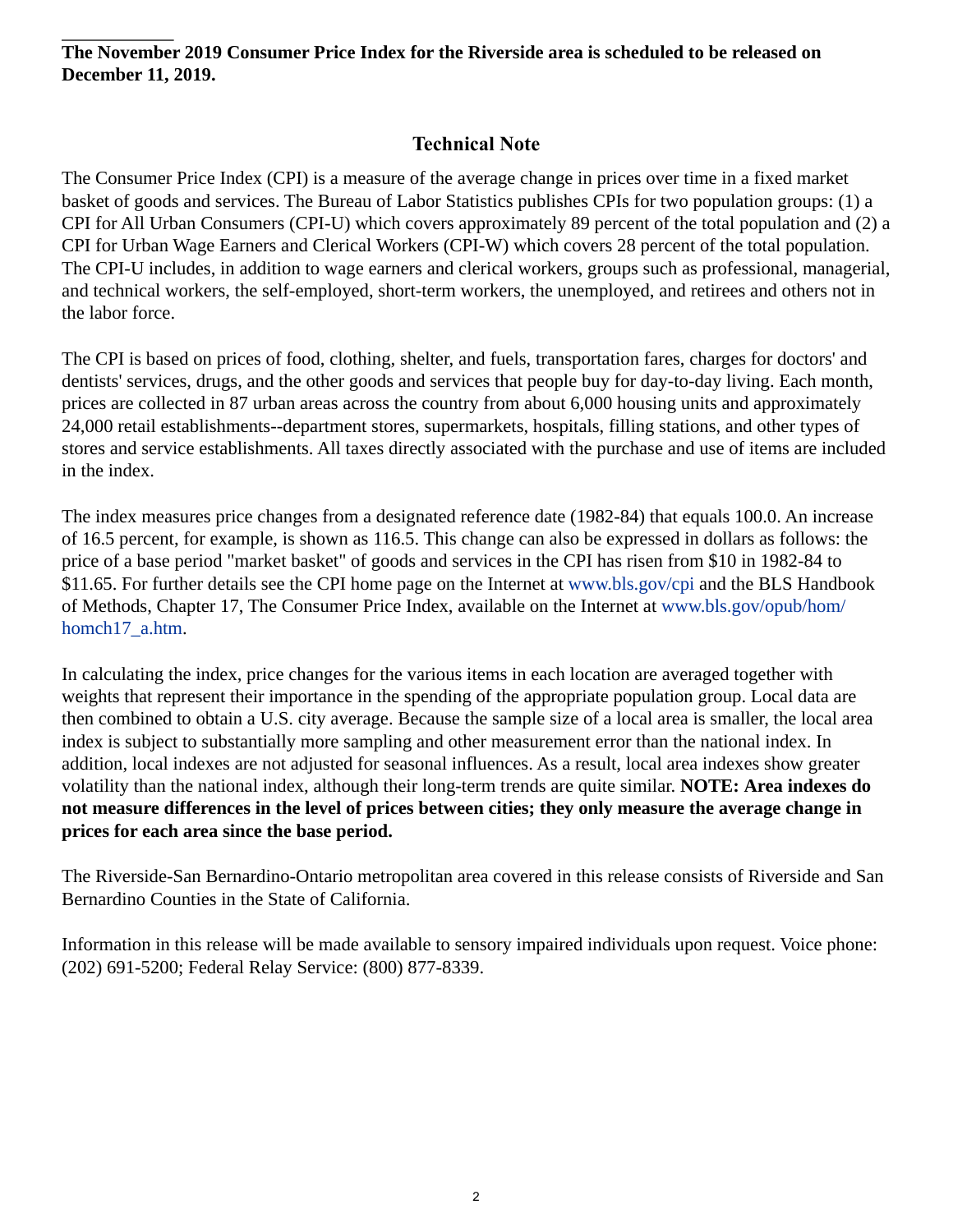**The November 2019 Consumer Price Index for the Riverside area is scheduled to be released on December 11, 2019.**

## Technical Note

The Consumer Price Index (CPI) is a measure of the average change in prices over time in a fixed market basket of goods and services. The Bureau of Labor Statistics publishes CPIs for two population groups: (1) a CPI for All Urban Consumers (CPI-U) which covers approximately 89 percent of the total population and (2) a CPI for Urban Wage Earners and Clerical Workers (CPI-W) which covers 28 percent of the total population. The CPI-U includes, in addition to wage earners and clerical workers, groups such as professional, managerial, and technical workers, the self-employed, short-term workers, the unemployed, and retirees and others not in the labor force.

The CPI is based on prices of food, clothing, shelter, and fuels, transportation fares, charges for doctors' and dentists' services, drugs, and the other goods and services that people buy for day-to-day living. Each month, prices are collected in 87 urban areas across the country from about 6,000 housing units and approximately 24,000 retail establishments--department stores, supermarkets, hospitals, filling stations, and other types of stores and service establishments. All taxes directly associated with the purchase and use of items are included in the index.

The index measures price changes from a designated reference date (1982-84) that equals 100.0. An increase of 16.5 percent, for example, is shown as 116.5. This change can also be expressed in dollars as follows: the price of a base period "market basket" of goods and services in the CPI has risen from $10 in 1982-84 to $11.65. For further details see the CPI home page on the Internet at www.bls.gov/cpi and the BLS Handbook of Methods, Chapter 17, The Consumer Price Index, available on the Internet at www.bls.gov/opub/hom/homch17_a.htm.

In calculating the index, price changes for the various items in each location are averaged together with weights that represent their importance in the spending of the appropriate population group. Local data are then combined to obtain a U.S. city average. Because the sample size of a local area is smaller, the local area index is subject to substantially more sampling and other measurement error than the national index. In addition, local indexes are not adjusted for seasonal influences. As a result, local area indexes show greater volatility than the national index, although their long-term trends are quite similar. **NOTE: Area indexes do not measure differences in the level of prices between cities; they only measure the average change in prices for each area since the base period.**

The Riverside-San Bernardino-Ontario metropolitan area covered in this release consists of Riverside and San Bernardino Counties in the State of California.

Information in this release will be made available to sensory impaired individuals upon request. Voice phone: (202) 691-5200; Federal Relay Service: (800) 877-8339.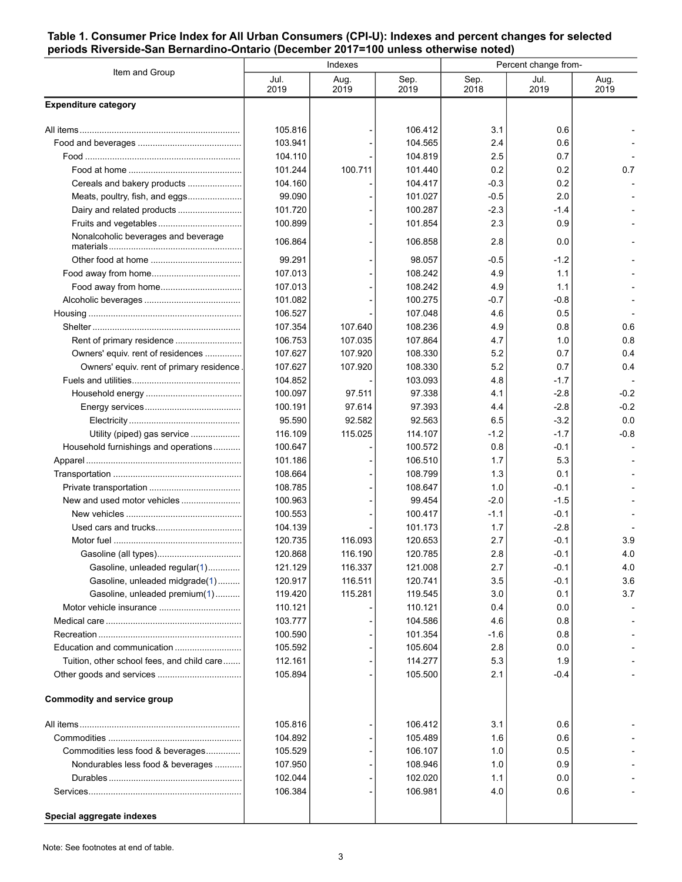**Table 1. Consumer Price Index for All Urban Consumers (CPI-U): Indexes and percent changes for selected periods Riverside-San Bernardino-Ontario (December 2017=100 unless otherwise noted)**

| Item and Group | Indexes | | | Percent change from- | | |
|---|---|---|---|---|---|---|
| | Jul. 2019 | Aug. 2019 | Sep. 2019 | Sep. 2018 | Jul. 2019 | Aug. 2019 |
| **Expenditure category** | | | | | | |
| All items | 105.816 | - | 106.412 | 3.1 | 0.6 | - |
| Food and beverages | 103.941 | - | 104.565 | 2.4 | 0.6 | - |
| Food | 104.110 | - | 104.819 | 2.5 | 0.7 | - |
| Food at home | 101.244 | 100.711 | 101.440 | 0.2 | 0.2 | 0.7 |
| Cereals and bakery products | 104.160 | - | 104.417 | -0.3 | 0.2 | - |
| Meats, poultry, fish, and eggs | 99.090 | - | 101.027 | -0.5 | 2.0 | - |
| Dairy and related products | 101.720 | - | 100.287 | -2.3 | -1.4 | - |
| Fruits and vegetables | 100.899 | - | 101.854 | 2.3 | 0.9 | - |
| Nonalcoholic beverages and beverage materials | 106.864 | - | 106.858 | 2.8 | 0.0 | - |
| Other food at home | 99.291 | - | 98.057 | -0.5 | -1.2 | - |
| Food away from home | 107.013 | - | 108.242 | 4.9 | 1.1 | - |
| Food away from home | 107.013 | - | 108.242 | 4.9 | 1.1 | - |
| Alcoholic beverages | 101.082 | - | 100.275 | -0.7 | -0.8 | - |
| Housing | 106.527 | - | 107.048 | 4.6 | 0.5 | - |
| Shelter | 107.354 | 107.640 | 108.236 | 4.9 | 0.8 | 0.6 |
| Rent of primary residence | 106.753 | 107.035 | 107.864 | 4.7 | 1.0 | 0.8 |
| Owners' equiv. rent of residences | 107.627 | 107.920 | 108.330 | 5.2 | 0.7 | 0.4 |
| Owners' equiv. rent of primary residence | 107.627 | 107.920 | 108.330 | 5.2 | 0.7 | 0.4 |
| Fuels and utilities | 104.852 | - | 103.093 | 4.8 | -1.7 | - |
| Household energy | 100.097 | 97.511 | 97.338 | 4.1 | -2.8 | -0.2 |
| Energy services | 100.191 | 97.614 | 97.393 | 4.4 | -2.8 | -0.2 |
| Electricity | 95.590 | 92.582 | 92.563 | 6.5 | -3.2 | 0.0 |
| Utility (piped) gas service | 116.109 | 115.025 | 114.107 | -1.2 | -1.7 | -0.8 |
| Household furnishings and operations | 100.647 | - | 100.572 | 0.8 | -0.1 | - |
| Apparel | 101.186 | - | 106.510 | 1.7 | 5.3 | - |
| Transportation | 108.664 | - | 108.799 | 1.3 | 0.1 | - |
| Private transportation | 108.785 | - | 108.647 | 1.0 | -0.1 | - |
| New and used motor vehicles | 100.963 | - | 99.454 | -2.0 | -1.5 | - |
| New vehicles | 100.553 | - | 100.417 | -1.1 | -0.1 | - |
| Used cars and trucks | 104.139 | - | 101.173 | 1.7 | -2.8 | - |
| Motor fuel | 120.735 | 116.093 | 120.653 | 2.7 | -0.1 | 3.9 |
| Gasoline (all types) | 120.868 | 116.190 | 120.785 | 2.8 | -0.1 | 4.0 |
| Gasoline, unleaded regular(1) | 121.129 | 116.337 | 121.008 | 2.7 | -0.1 | 4.0 |
| Gasoline, unleaded midgrade(1) | 120.917 | 116.511 | 120.741 | 3.5 | -0.1 | 3.6 |
| Gasoline, unleaded premium(1) | 119.420 | 115.281 | 119.545 | 3.0 | 0.1 | 3.7 |
| Motor vehicle insurance | 110.121 | - | 110.121 | 0.4 | 0.0 | - |
| Medical care | 103.777 | - | 104.586 | 4.6 | 0.8 | - |
| Recreation | 100.590 | - | 101.354 | -1.6 | 0.8 | - |
| Education and communication | 105.592 | - | 105.604 | 2.8 | 0.0 | - |
| Tuition, other school fees, and child care | 112.161 | - | 114.277 | 5.3 | 1.9 | - |
| Other goods and services | 105.894 | - | 105.500 | 2.1 | -0.4 | - |
| **Commodity and service group** | | | | | | |
| All items | 105.816 | - | 106.412 | 3.1 | 0.6 | - |
| Commodities | 104.892 | - | 105.489 | 1.6 | 0.6 | - |
| Commodities less food & beverages | 105.529 | - | 106.107 | 1.0 | 0.5 | - |
| Nondurables less food & beverages | 107.950 | - | 108.946 | 1.0 | 0.9 | - |
| Durables | 102.044 | - | 102.020 | 1.1 | 0.0 | - |
| Services | 106.384 | - | 106.981 | 4.0 | 0.6 | - |
| **Special aggregate indexes** | | | | | | |

Note: See footnotes at end of table.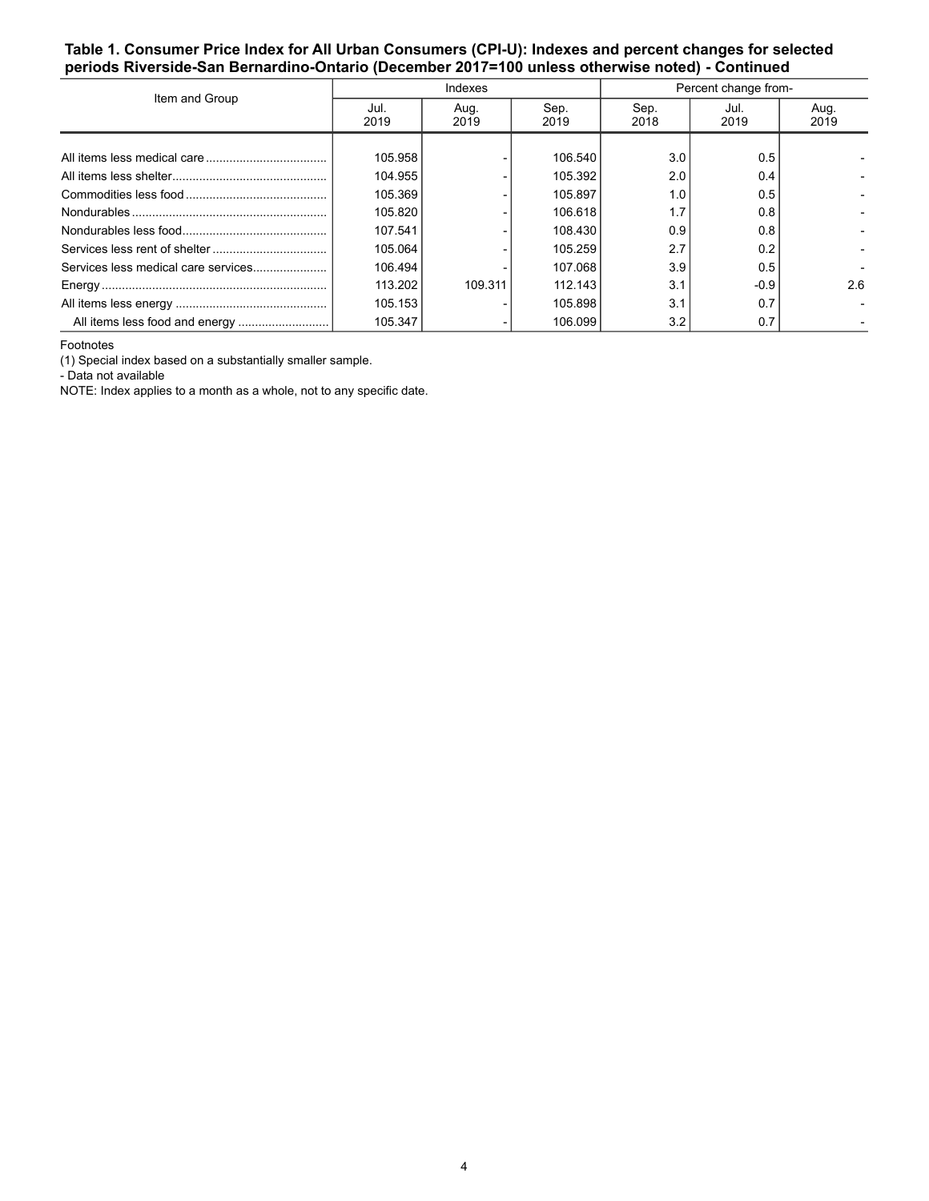**Table 1. Consumer Price Index for All Urban Consumers (CPI-U): Indexes and percent changes for selected periods Riverside-San Bernardino-Ontario (December 2017=100 unless otherwise noted) - Continued**

| Item and Group | Indexes | | | Percent change from- | | |
|---|---|---|---|---|---|---|
| | Jul. 2019 | Aug. 2019 | Sep. 2019 | Sep. 2018 | Jul. 2019 | Aug. 2019 |
| All items less medical care | 105.958 | - | 106.540 | 3.0 | 0.5 | - |
| All items less shelter | 104.955 | - | 105.392 | 2.0 | 0.4 | - |
| Commodities less food | 105.369 | - | 105.897 | 1.0 | 0.5 | - |
| Nondurables | 105.820 | - | 106.618 | 1.7 | 0.8 | - |
| Nondurables less food | 107.541 | - | 108.430 | 0.9 | 0.8 | - |
| Services less rent of shelter | 105.064 | - | 105.259 | 2.7 | 0.2 | - |
| Services less medical care services | 106.494 | - | 107.068 | 3.9 | 0.5 | - |
| Energy | 113.202 | 109.311 | 112.143 | 3.1 | -0.9 | 2.6 |
| All items less energy | 105.153 | - | 105.898 | 3.1 | 0.7 | - |
| All items less food and energy | 105.347 | - | 106.099 | 3.2 | 0.7 | - |

Footnotes

(1) Special index based on a substantially smaller sample.

\- Data not available

NOTE: Index applies to a month as a whole, not to any specific date.